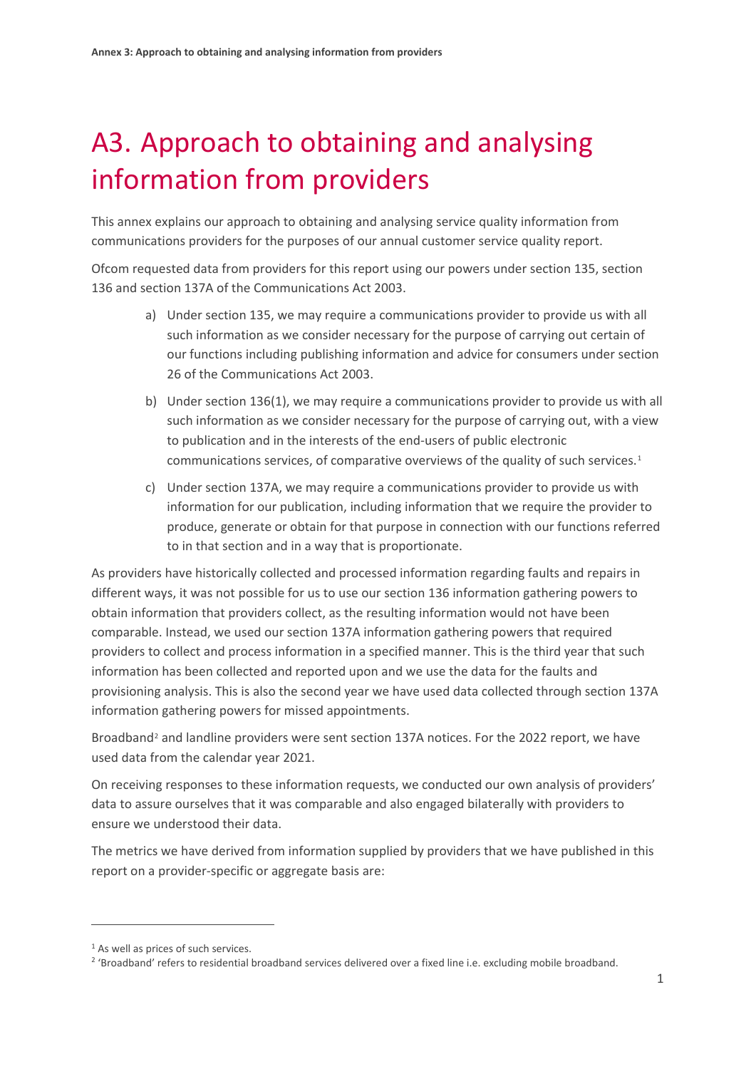# A3. Approach to obtaining and analysing information from providers

This annex explains our approach to obtaining and analysing service quality information from communications providers for the purposes of our annual customer service quality report.

Ofcom requested data from providers for this report using our powers under section 135, section 136 and section 137A of the Communications Act 2003.

a) Under section 135, we may require a communications provider to provide us with all such information as we consider necessary for the purpose of carrying out certain of our functions including publishing information and advice for consumers under section 26 of the Communications Act 2003.

b) Under section 136(1), we may require a communications provider to provide us with all such information as we consider necessary for the purpose of carrying out, with a view to publication and in the interests of the end-users of public electronic communications services, of comparative overviews of the quality of such services.[1]

c) Under section 137A, we may require a communications provider to provide us with information for our publication, including information that we require the provider to produce, generate or obtain for that purpose in connection with our functions referred to in that section and in a way that is proportionate.

As providers have historically collected and processed information regarding faults and repairs in different ways, it was not possible for us to use our section 136 information gathering powers to obtain information that providers collect, as the resulting information would not have been comparable. Instead, we used our section 137A information gathering powers that required providers to collect and process information in a specified manner. This is the third year that such information has been collected and reported upon and we use the data for the faults and provisioning analysis. This is also the second year we have used data collected through section 137A information gathering powers for missed appointments.

Broadband[2] and landline providers were sent section 137A notices. For the 2022 report, we have used data from the calendar year 2021.

On receiving responses to these information requests, we conducted our own analysis of providers' data to assure ourselves that it was comparable and also engaged bilaterally with providers to ensure we understood their data.

The metrics we have derived from information supplied by providers that we have published in this report on a provider-specific or aggregate basis are:

[1] As well as prices of such services.

[2] 'Broadband' refers to residential broadband services delivered over a fixed line i.e. excluding mobile broadband.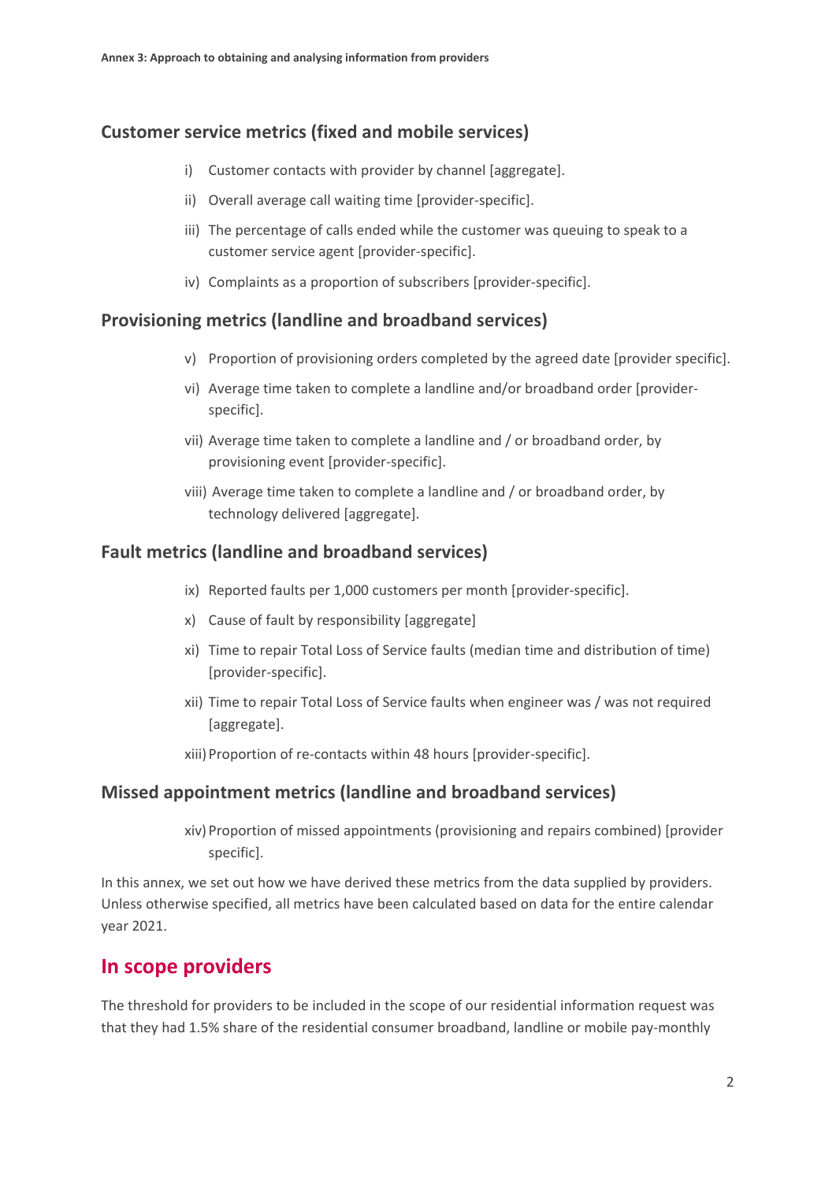## Customer service metrics (fixed and mobile services)

i) Customer contacts with provider by channel [aggregate].

ii) Overall average call waiting time [provider-specific].

iii) The percentage of calls ended while the customer was queuing to speak to a customer service agent [provider-specific].

iv) Complaints as a proportion of subscribers [provider-specific].

## Provisioning metrics (landline and broadband services)

v) Proportion of provisioning orders completed by the agreed date [provider specific].

vi) Average time taken to complete a landline and/or broadband order [provider-specific].

vii) Average time taken to complete a landline and / or broadband order, by provisioning event [provider-specific].

viii) Average time taken to complete a landline and / or broadband order, by technology delivered [aggregate].

## Fault metrics (landline and broadband services)

ix) Reported faults per 1,000 customers per month [provider-specific].

x) Cause of fault by responsibility [aggregate]

xi) Time to repair Total Loss of Service faults (median time and distribution of time) [provider-specific].

xii) Time to repair Total Loss of Service faults when engineer was / was not required [aggregate].

xiii) Proportion of re-contacts within 48 hours [provider-specific].

## Missed appointment metrics (landline and broadband services)

xiv) Proportion of missed appointments (provisioning and repairs combined) [provider specific].

In this annex, we set out how we have derived these metrics from the data supplied by providers. Unless otherwise specified, all metrics have been calculated based on data for the entire calendar year 2021.

# In scope providers

The threshold for providers to be included in the scope of our residential information request was that they had 1.5% share of the residential consumer broadband, landline or mobile pay-monthly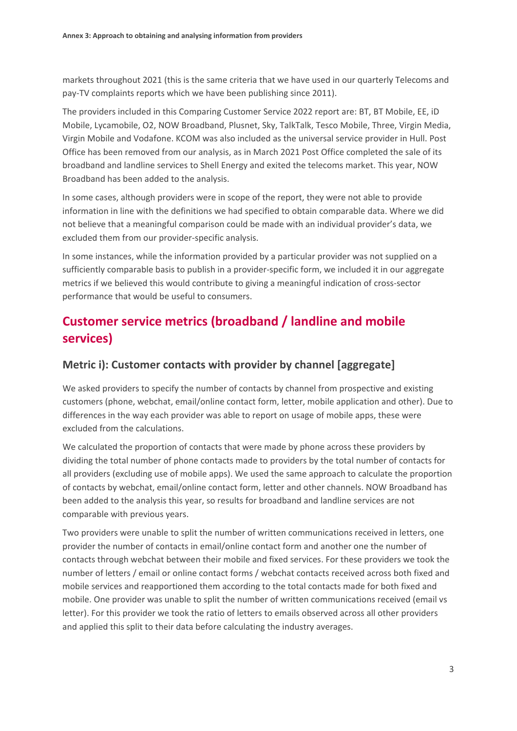markets throughout 2021 (this is the same criteria that we have used in our quarterly Telecoms and pay-TV complaints reports which we have been publishing since 2011).

The providers included in this Comparing Customer Service 2022 report are: BT, BT Mobile, EE, iD Mobile, Lycamobile, O2, NOW Broadband, Plusnet, Sky, TalkTalk, Tesco Mobile, Three, Virgin Media, Virgin Mobile and Vodafone. KCOM was also included as the universal service provider in Hull. Post Office has been removed from our analysis, as in March 2021 Post Office completed the sale of its broadband and landline services to Shell Energy and exited the telecoms market. This year, NOW Broadband has been added to the analysis.

In some cases, although providers were in scope of the report, they were not able to provide information in line with the definitions we had specified to obtain comparable data. Where we did not believe that a meaningful comparison could be made with an individual provider's data, we excluded them from our provider-specific analysis.

In some instances, while the information provided by a particular provider was not supplied on a sufficiently comparable basis to publish in a provider-specific form, we included it in our aggregate metrics if we believed this would contribute to giving a meaningful indication of cross-sector performance that would be useful to consumers.

## Customer service metrics (broadband / landline and mobile services)

### Metric i): Customer contacts with provider by channel [aggregate]

We asked providers to specify the number of contacts by channel from prospective and existing customers (phone, webchat, email/online contact form, letter, mobile application and other). Due to differences in the way each provider was able to report on usage of mobile apps, these were excluded from the calculations.

We calculated the proportion of contacts that were made by phone across these providers by dividing the total number of phone contacts made to providers by the total number of contacts for all providers (excluding use of mobile apps). We used the same approach to calculate the proportion of contacts by webchat, email/online contact form, letter and other channels. NOW Broadband has been added to the analysis this year, so results for broadband and landline services are not comparable with previous years.

Two providers were unable to split the number of written communications received in letters, one provider the number of contacts in email/online contact form and another one the number of contacts through webchat between their mobile and fixed services. For these providers we took the number of letters / email or online contact forms / webchat contacts received across both fixed and mobile services and reapportioned them according to the total contacts made for both fixed and mobile. One provider was unable to split the number of written communications received (email vs letter). For this provider we took the ratio of letters to emails observed across all other providers and applied this split to their data before calculating the industry averages.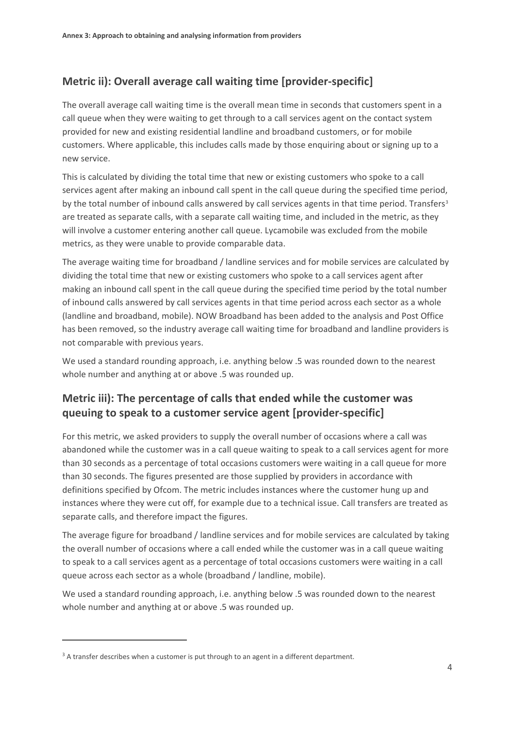## Metric ii): Overall average call waiting time [provider-specific]

The overall average call waiting time is the overall mean time in seconds that customers spent in a call queue when they were waiting to get through to a call services agent on the contact system provided for new and existing residential landline and broadband customers, or for mobile customers. Where applicable, this includes calls made by those enquiring about or signing up to a new service.

This is calculated by dividing the total time that new or existing customers who spoke to a call services agent after making an inbound call spent in the call queue during the specified time period, by the total number of inbound calls answered by call services agents in that time period. Transfers[3] are treated as separate calls, with a separate call waiting time, and included in the metric, as they will involve a customer entering another call queue. Lycamobile was excluded from the mobile metrics, as they were unable to provide comparable data.

The average waiting time for broadband / landline services and for mobile services are calculated by dividing the total time that new or existing customers who spoke to a call services agent after making an inbound call spent in the call queue during the specified time period by the total number of inbound calls answered by call services agents in that time period across each sector as a whole (landline and broadband, mobile). NOW Broadband has been added to the analysis and Post Office has been removed, so the industry average call waiting time for broadband and landline providers is not comparable with previous years.

We used a standard rounding approach, i.e. anything below .5 was rounded down to the nearest whole number and anything at or above .5 was rounded up.

## Metric iii): The percentage of calls that ended while the customer was queuing to speak to a customer service agent [provider-specific]

For this metric, we asked providers to supply the overall number of occasions where a call was abandoned while the customer was in a call queue waiting to speak to a call services agent for more than 30 seconds as a percentage of total occasions customers were waiting in a call queue for more than 30 seconds. The figures presented are those supplied by providers in accordance with definitions specified by Ofcom. The metric includes instances where the customer hung up and instances where they were cut off, for example due to a technical issue. Call transfers are treated as separate calls, and therefore impact the figures.

The average figure for broadband / landline services and for mobile services are calculated by taking the overall number of occasions where a call ended while the customer was in a call queue waiting to speak to a call services agent as a percentage of total occasions customers were waiting in a call queue across each sector as a whole (broadband / landline, mobile).

We used a standard rounding approach, i.e. anything below .5 was rounded down to the nearest whole number and anything at or above .5 was rounded up.

---

[3] A transfer describes when a customer is put through to an agent in a different department.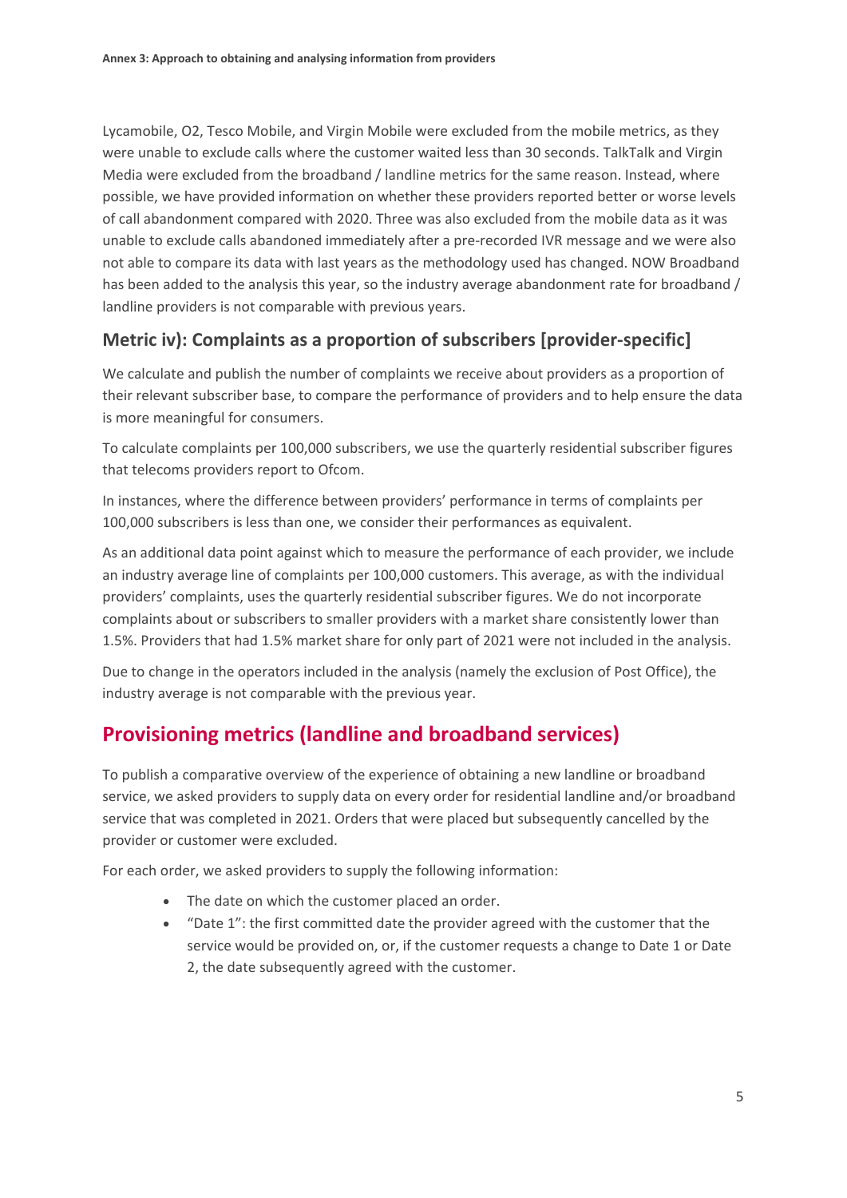Lycamobile, O2, Tesco Mobile, and Virgin Mobile were excluded from the mobile metrics, as they were unable to exclude calls where the customer waited less than 30 seconds. TalkTalk and Virgin Media were excluded from the broadband / landline metrics for the same reason. Instead, where possible, we have provided information on whether these providers reported better or worse levels of call abandonment compared with 2020. Three was also excluded from the mobile data as it was unable to exclude calls abandoned immediately after a pre-recorded IVR message and we were also not able to compare its data with last years as the methodology used has changed. NOW Broadband has been added to the analysis this year, so the industry average abandonment rate for broadband / landline providers is not comparable with previous years.

### Metric iv): Complaints as a proportion of subscribers [provider-specific]

We calculate and publish the number of complaints we receive about providers as a proportion of their relevant subscriber base, to compare the performance of providers and to help ensure the data is more meaningful for consumers.

To calculate complaints per 100,000 subscribers, we use the quarterly residential subscriber figures that telecoms providers report to Ofcom.

In instances, where the difference between providers' performance in terms of complaints per 100,000 subscribers is less than one, we consider their performances as equivalent.

As an additional data point against which to measure the performance of each provider, we include an industry average line of complaints per 100,000 customers. This average, as with the individual providers' complaints, uses the quarterly residential subscriber figures. We do not incorporate complaints about or subscribers to smaller providers with a market share consistently lower than 1.5%. Providers that had 1.5% market share for only part of 2021 were not included in the analysis.

Due to change in the operators included in the analysis (namely the exclusion of Post Office), the industry average is not comparable with the previous year.

## Provisioning metrics (landline and broadband services)

To publish a comparative overview of the experience of obtaining a new landline or broadband service, we asked providers to supply data on every order for residential landline and/or broadband service that was completed in 2021. Orders that were placed but subsequently cancelled by the provider or customer were excluded.

For each order, we asked providers to supply the following information:

- The date on which the customer placed an order.
- "Date 1": the first committed date the provider agreed with the customer that the service would be provided on, or, if the customer requests a change to Date 1 or Date 2, the date subsequently agreed with the customer.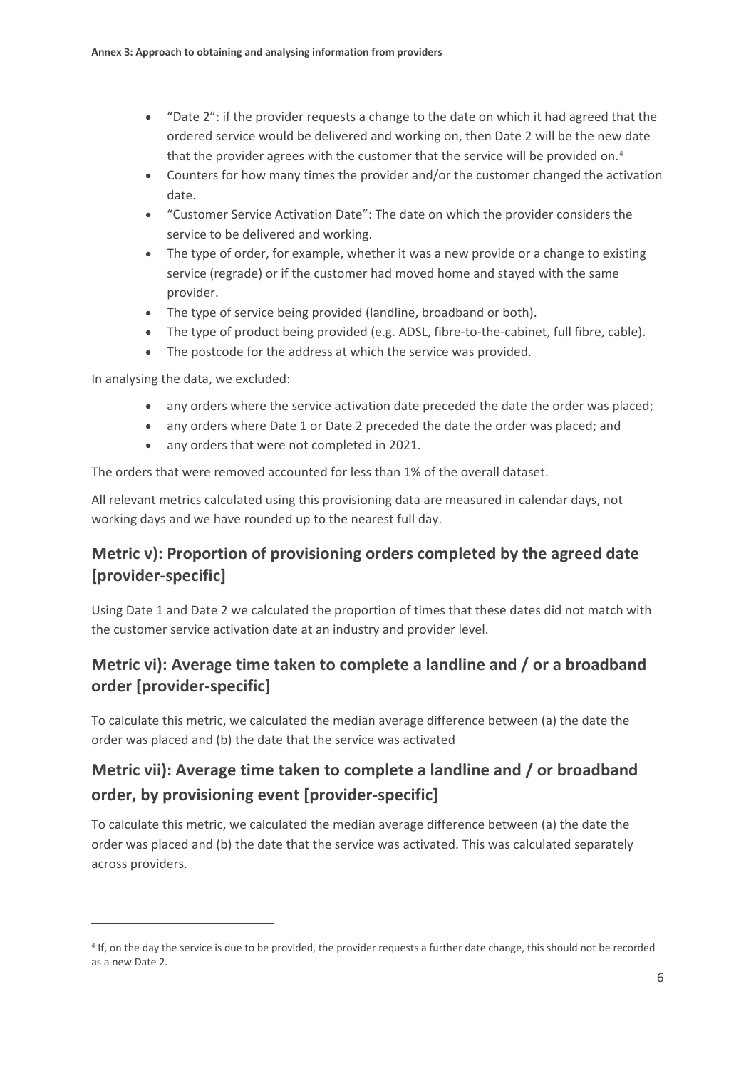- "Date 2": if the provider requests a change to the date on which it had agreed that the ordered service would be delivered and working on, then Date 2 will be the new date that the provider agrees with the customer that the service will be provided on.[4]
- Counters for how many times the provider and/or the customer changed the activation date.
- "Customer Service Activation Date": The date on which the provider considers the service to be delivered and working.
- The type of order, for example, whether it was a new provide or a change to existing service (regrade) or if the customer had moved home and stayed with the same provider.
- The type of service being provided (landline, broadband or both).
- The type of product being provided (e.g. ADSL, fibre-to-the-cabinet, full fibre, cable).
- The postcode for the address at which the service was provided.

In analysing the data, we excluded:

- any orders where the service activation date preceded the date the order was placed;
- any orders where Date 1 or Date 2 preceded the date the order was placed; and
- any orders that were not completed in 2021.

The orders that were removed accounted for less than 1% of the overall dataset.

All relevant metrics calculated using this provisioning data are measured in calendar days, not working days and we have rounded up to the nearest full day.

## Metric v): Proportion of provisioning orders completed by the agreed date [provider-specific]

Using Date 1 and Date 2 we calculated the proportion of times that these dates did not match with the customer service activation date at an industry and provider level.

## Metric vi): Average time taken to complete a landline and / or a broadband order [provider-specific]

To calculate this metric, we calculated the median average difference between (a) the date the order was placed and (b) the date that the service was activated

## Metric vii): Average time taken to complete a landline and / or broadband order, by provisioning event [provider-specific]

To calculate this metric, we calculated the median average difference between (a) the date the order was placed and (b) the date that the service was activated. This was calculated separately across providers.

[4] If, on the day the service is due to be provided, the provider requests a further date change, this should not be recorded as a new Date 2.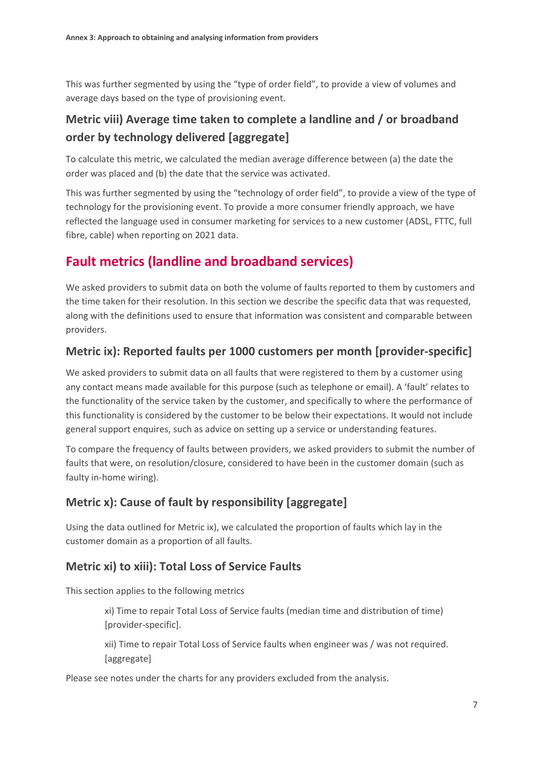This was further segmented by using the "type of order field", to provide a view of volumes and average days based on the type of provisioning event.

### Metric viii) Average time taken to complete a landline and / or broadband order by technology delivered [aggregate]

To calculate this metric, we calculated the median average difference between (a) the date the order was placed and (b) the date that the service was activated.

This was further segmented by using the "technology of order field", to provide a view of the type of technology for the provisioning event. To provide a more consumer friendly approach, we have reflected the language used in consumer marketing for services to a new customer (ADSL, FTTC, full fibre, cable) when reporting on 2021 data.

## Fault metrics (landline and broadband services)

We asked providers to submit data on both the volume of faults reported to them by customers and the time taken for their resolution. In this section we describe the specific data that was requested, along with the definitions used to ensure that information was consistent and comparable between providers.

### Metric ix): Reported faults per 1000 customers per month [provider-specific]

We asked providers to submit data on all faults that were registered to them by a customer using any contact means made available for this purpose (such as telephone or email). A 'fault' relates to the functionality of the service taken by the customer, and specifically to where the performance of this functionality is considered by the customer to be below their expectations. It would not include general support enquires, such as advice on setting up a service or understanding features.

To compare the frequency of faults between providers, we asked providers to submit the number of faults that were, on resolution/closure, considered to have been in the customer domain (such as faulty in-home wiring).

### Metric x): Cause of fault by responsibility [aggregate]

Using the data outlined for Metric ix), we calculated the proportion of faults which lay in the customer domain as a proportion of all faults.

### Metric xi) to xiii): Total Loss of Service Faults

This section applies to the following metrics

> xi) Time to repair Total Loss of Service faults (median time and distribution of time) [provider-specific].
>
> xii) Time to repair Total Loss of Service faults when engineer was / was not required. [aggregate]

Please see notes under the charts for any providers excluded from the analysis.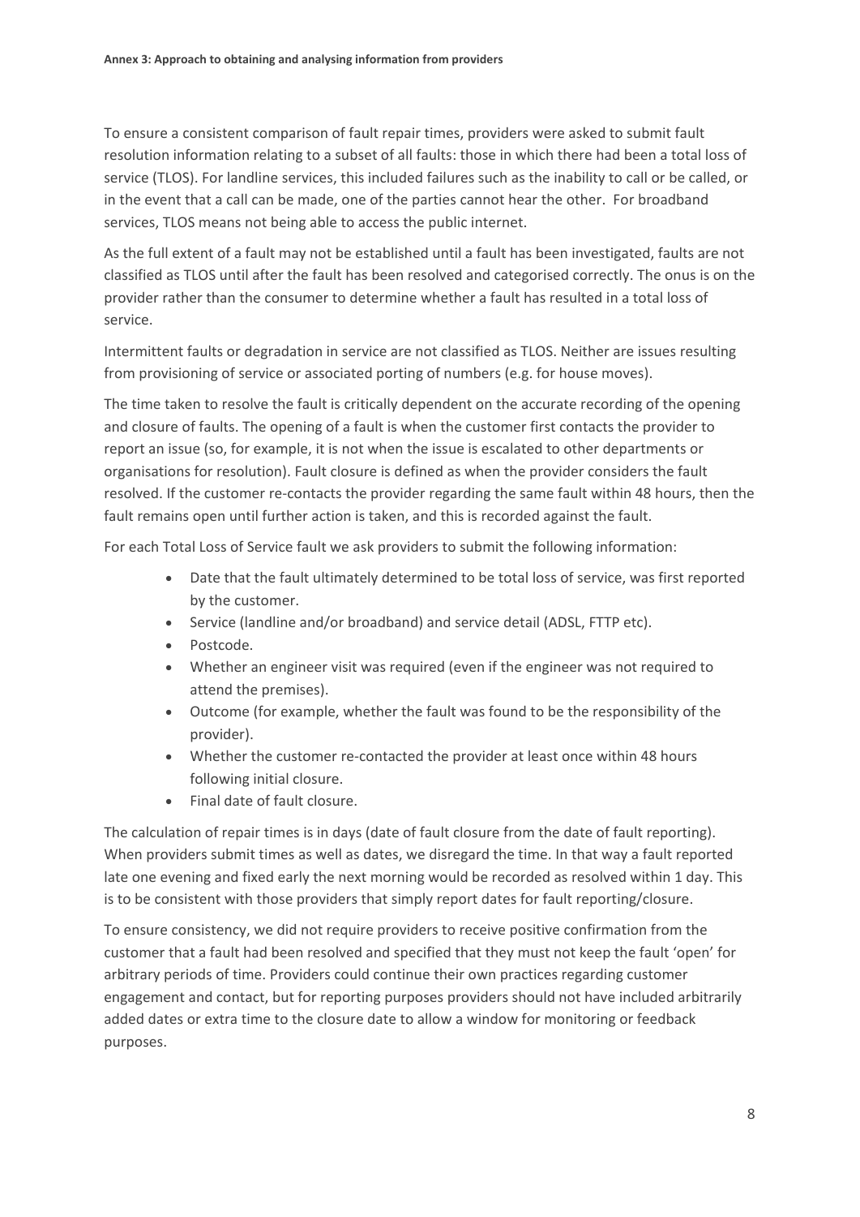To ensure a consistent comparison of fault repair times, providers were asked to submit fault resolution information relating to a subset of all faults: those in which there had been a total loss of service (TLOS). For landline services, this included failures such as the inability to call or be called, or in the event that a call can be made, one of the parties cannot hear the other. For broadband services, TLOS means not being able to access the public internet.

As the full extent of a fault may not be established until a fault has been investigated, faults are not classified as TLOS until after the fault has been resolved and categorised correctly. The onus is on the provider rather than the consumer to determine whether a fault has resulted in a total loss of service.

Intermittent faults or degradation in service are not classified as TLOS. Neither are issues resulting from provisioning of service or associated porting of numbers (e.g. for house moves).

The time taken to resolve the fault is critically dependent on the accurate recording of the opening and closure of faults. The opening of a fault is when the customer first contacts the provider to report an issue (so, for example, it is not when the issue is escalated to other departments or organisations for resolution). Fault closure is defined as when the provider considers the fault resolved. If the customer re-contacts the provider regarding the same fault within 48 hours, then the fault remains open until further action is taken, and this is recorded against the fault.

For each Total Loss of Service fault we ask providers to submit the following information:

- Date that the fault ultimately determined to be total loss of service, was first reported by the customer.
- Service (landline and/or broadband) and service detail (ADSL, FTTP etc).
- Postcode.
- Whether an engineer visit was required (even if the engineer was not required to attend the premises).
- Outcome (for example, whether the fault was found to be the responsibility of the provider).
- Whether the customer re-contacted the provider at least once within 48 hours following initial closure.
- Final date of fault closure.

The calculation of repair times is in days (date of fault closure from the date of fault reporting). When providers submit times as well as dates, we disregard the time. In that way a fault reported late one evening and fixed early the next morning would be recorded as resolved within 1 day. This is to be consistent with those providers that simply report dates for fault reporting/closure.

To ensure consistency, we did not require providers to receive positive confirmation from the customer that a fault had been resolved and specified that they must not keep the fault 'open' for arbitrary periods of time. Providers could continue their own practices regarding customer engagement and contact, but for reporting purposes providers should not have included arbitrarily added dates or extra time to the closure date to allow a window for monitoring or feedback purposes.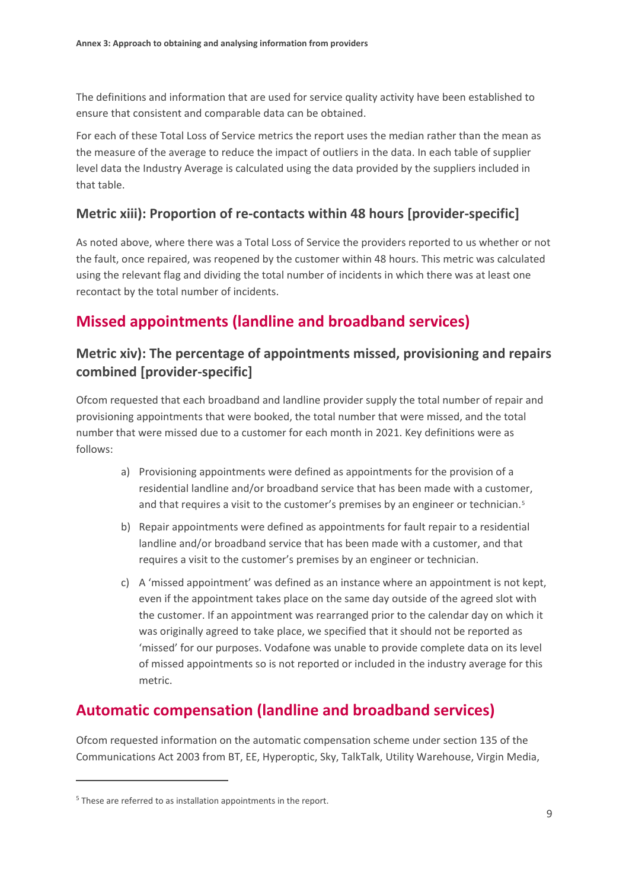The definitions and information that are used for service quality activity have been established to ensure that consistent and comparable data can be obtained.

For each of these Total Loss of Service metrics the report uses the median rather than the mean as the measure of the average to reduce the impact of outliers in the data. In each table of supplier level data the Industry Average is calculated using the data provided by the suppliers included in that table.

### Metric xiii): Proportion of re-contacts within 48 hours [provider-specific]

As noted above, where there was a Total Loss of Service the providers reported to us whether or not the fault, once repaired, was reopened by the customer within 48 hours. This metric was calculated using the relevant flag and dividing the total number of incidents in which there was at least one recontact by the total number of incidents.

## Missed appointments (landline and broadband services)

### Metric xiv): The percentage of appointments missed, provisioning and repairs combined [provider-specific]

Ofcom requested that each broadband and landline provider supply the total number of repair and provisioning appointments that were booked, the total number that were missed, and the total number that were missed due to a customer for each month in 2021. Key definitions were as follows:

a) Provisioning appointments were defined as appointments for the provision of a residential landline and/or broadband service that has been made with a customer, and that requires a visit to the customer's premises by an engineer or technician.[5]

b) Repair appointments were defined as appointments for fault repair to a residential landline and/or broadband service that has been made with a customer, and that requires a visit to the customer's premises by an engineer or technician.

c) A 'missed appointment' was defined as an instance where an appointment is not kept, even if the appointment takes place on the same day outside of the agreed slot with the customer. If an appointment was rearranged prior to the calendar day on which it was originally agreed to take place, we specified that it should not be reported as 'missed' for our purposes. Vodafone was unable to provide complete data on its level of missed appointments so is not reported or included in the industry average for this metric.

## Automatic compensation (landline and broadband services)

Ofcom requested information on the automatic compensation scheme under section 135 of the Communications Act 2003 from BT, EE, Hyperoptic, Sky, TalkTalk, Utility Warehouse, Virgin Media,

[5] These are referred to as installation appointments in the report.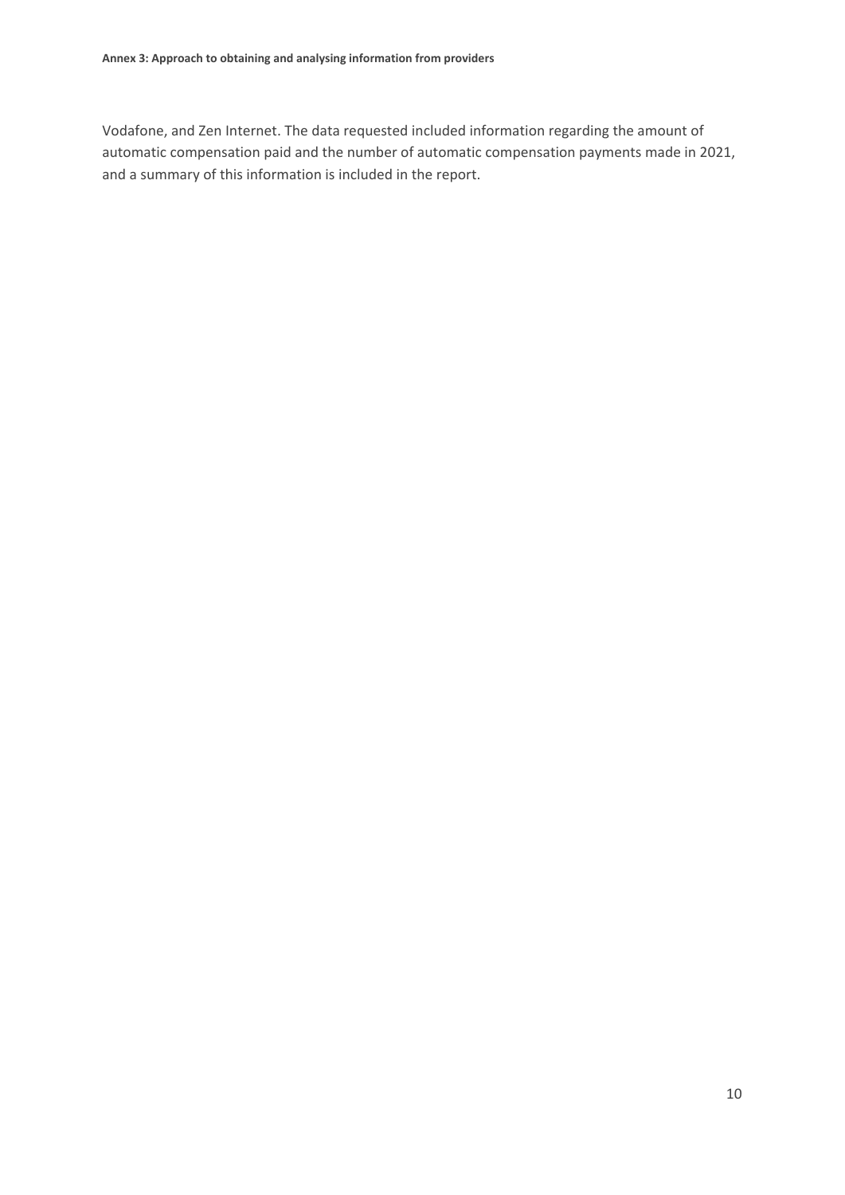Vodafone, and Zen Internet. The data requested included information regarding the amount of automatic compensation paid and the number of automatic compensation payments made in 2021, and a summary of this information is included in the report.